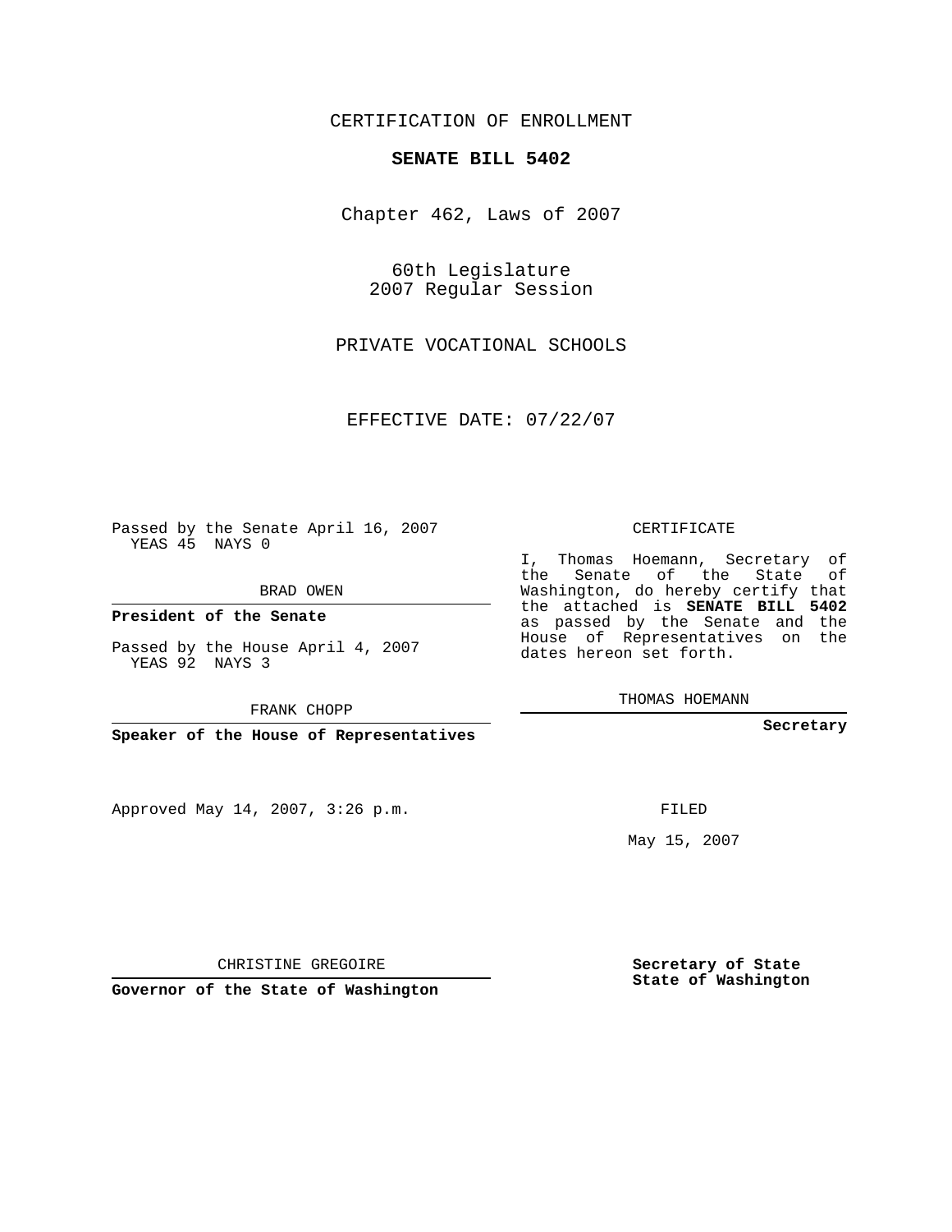CERTIFICATION OF ENROLLMENT

**SENATE BILL 5402**

Chapter 462, Laws of 2007

60th Legislature
2007 Regular Session

PRIVATE VOCATIONAL SCHOOLS

EFFECTIVE DATE: 07/22/07

Passed by the Senate April 16, 2007
YEAS 45 NAYS 0

BRAD OWEN

**President of the Senate**

Passed by the House April 4, 2007
YEAS 92 NAYS 3

FRANK CHOPP

**Speaker of the House of Representatives**

CERTIFICATE

I, Thomas Hoemann, Secretary of the Senate of the State of Washington, do hereby certify that the attached is **SENATE BILL 5402** as passed by the Senate and the House of Representatives on the dates hereon set forth.

THOMAS HOEMANN

**Secretary**

Approved May 14, 2007, 3:26 p.m.

FILED

May 15, 2007

CHRISTINE GREGOIRE

**Governor of the State of Washington**

**Secretary of State**
**State of Washington**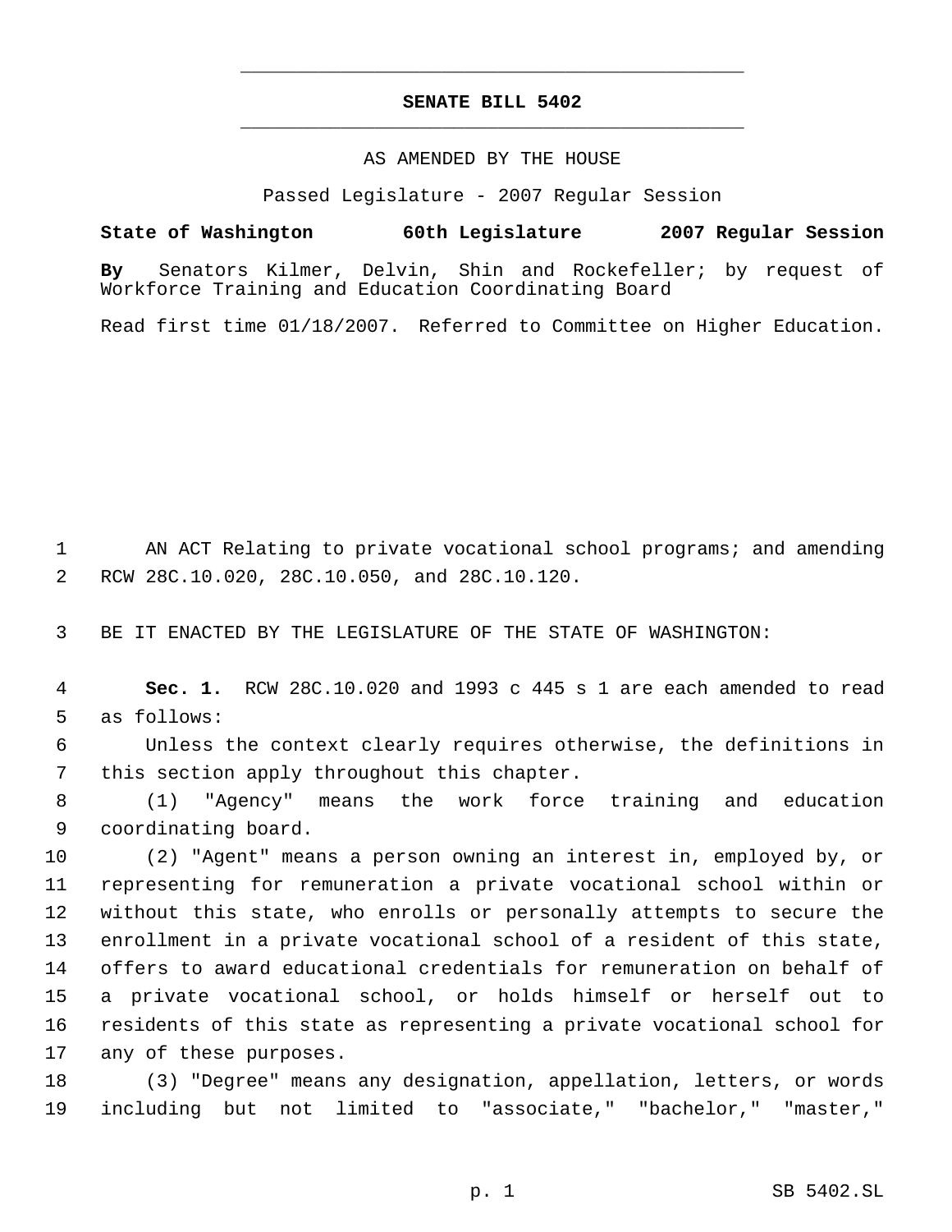# SENATE BILL 5402

AS AMENDED BY THE HOUSE

Passed Legislature - 2007 Regular Session

**State of Washington 60th Legislature 2007 Regular Session**

**By** Senators Kilmer, Delvin, Shin and Rockefeller; by request of Workforce Training and Education Coordinating Board

Read first time 01/18/2007. Referred to Committee on Higher Education.

AN ACT Relating to private vocational school programs; and amending RCW 28C.10.020, 28C.10.050, and 28C.10.120.

BE IT ENACTED BY THE LEGISLATURE OF THE STATE OF WASHINGTON:

**Sec. 1.** RCW 28C.10.020 and 1993 c 445 s 1 are each amended to read as follows:

Unless the context clearly requires otherwise, the definitions in this section apply throughout this chapter.

(1) "Agency" means the work force training and education coordinating board.

(2) "Agent" means a person owning an interest in, employed by, or representing for remuneration a private vocational school within or without this state, who enrolls or personally attempts to secure the enrollment in a private vocational school of a resident of this state, offers to award educational credentials for remuneration on behalf of a private vocational school, or holds himself or herself out to residents of this state as representing a private vocational school for any of these purposes.

(3) "Degree" means any designation, appellation, letters, or words including but not limited to "associate," "bachelor," "master,"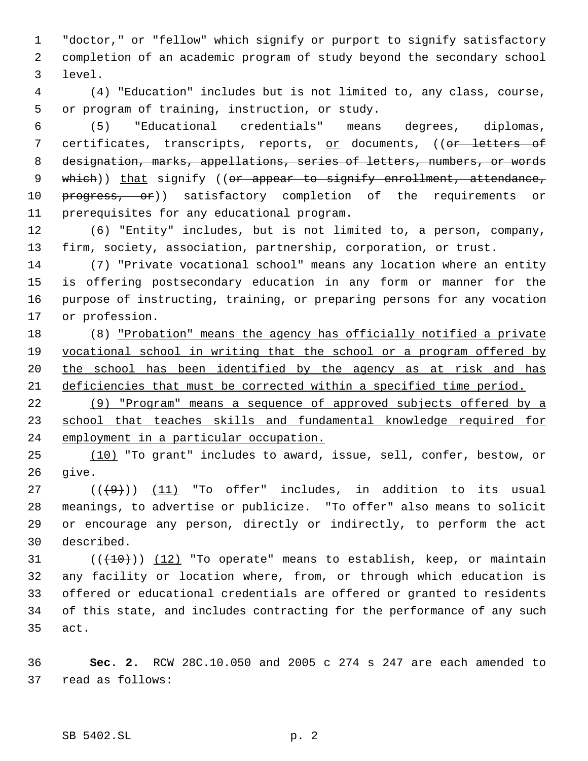"doctor," or "fellow" which signify or purport to signify satisfactory completion of an academic program of study beyond the secondary school level.

(4) "Education" includes but is not limited to, any class, course, or program of training, instruction, or study.

(5) "Educational credentials" means degrees, diplomas, certificates, transcripts, reports, <u>or</u> documents, ((~~or letters of designation, marks, appellations, series of letters, numbers, or words which~~)) <u>that</u> signify ((~~or appear to signify enrollment, attendance, progress, or~~)) satisfactory completion of the requirements or prerequisites for any educational program.

(6) "Entity" includes, but is not limited to, a person, company, firm, society, association, partnership, corporation, or trust.

(7) "Private vocational school" means any location where an entity is offering postsecondary education in any form or manner for the purpose of instructing, training, or preparing persons for any vocation or profession.

(8) <u>"Probation" means the agency has officially notified a private vocational school in writing that the school or a program offered by the school has been identified by the agency as at risk and has deficiencies that must be corrected within a specified time period.</u>

<u>(9) "Program" means a sequence of approved subjects offered by a school that teaches skills and fundamental knowledge required for employment in a particular occupation.</u>

<u>(10)</u> "To grant" includes to award, issue, sell, confer, bestow, or give.

((~~(9)~~)) <u>(11)</u> "To offer" includes, in addition to its usual meanings, to advertise or publicize. "To offer" also means to solicit or encourage any person, directly or indirectly, to perform the act described.

((~~(10)~~)) <u>(12)</u> "To operate" means to establish, keep, or maintain any facility or location where, from, or through which education is offered or educational credentials are offered or granted to residents of this state, and includes contracting for the performance of any such act.

**Sec. 2.** RCW 28C.10.050 and 2005 c 274 s 247 are each amended to read as follows: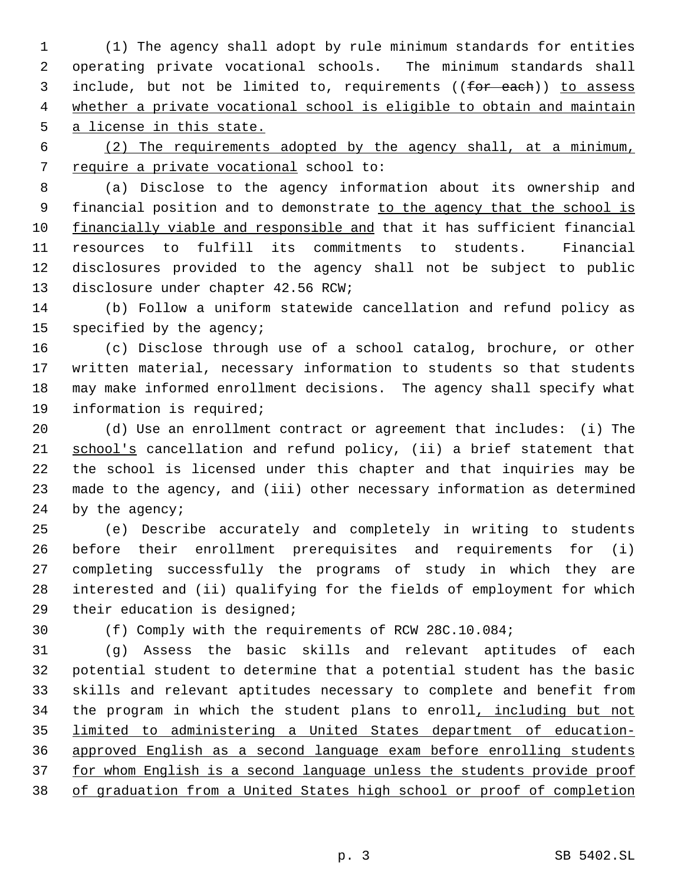(1) The agency shall adopt by rule minimum standards for entities operating private vocational schools. The minimum standards shall include, but not be limited to, requirements ((~~for each~~)) <u>to assess whether a private vocational school is eligible to obtain and maintain a license in this state.</u>

<u>(2) The requirements adopted by the agency shall, at a minimum, require a private vocational</u> school to:

(a) Disclose to the agency information about its ownership and financial position and to demonstrate <u>to the agency that the school is financially viable and responsible and</u> that it has sufficient financial resources to fulfill its commitments to students. Financial disclosures provided to the agency shall not be subject to public disclosure under chapter 42.56 RCW;

(b) Follow a uniform statewide cancellation and refund policy as specified by the agency;

(c) Disclose through use of a school catalog, brochure, or other written material, necessary information to students so that students may make informed enrollment decisions. The agency shall specify what information is required;

(d) Use an enrollment contract or agreement that includes: (i) The <u>school's</u> cancellation and refund policy, (ii) a brief statement that the school is licensed under this chapter and that inquiries may be made to the agency, and (iii) other necessary information as determined by the agency;

(e) Describe accurately and completely in writing to students before their enrollment prerequisites and requirements for (i) completing successfully the programs of study in which they are interested and (ii) qualifying for the fields of employment for which their education is designed;

(f) Comply with the requirements of RCW 28C.10.084;

(g) Assess the basic skills and relevant aptitudes of each potential student to determine that a potential student has the basic skills and relevant aptitudes necessary to complete and benefit from the program in which the student plans to enroll<u>, including but not limited to administering a United States department of education-approved English as a second language exam before enrolling students for whom English is a second language unless the students provide proof of graduation from a United States high school or proof of completion</u>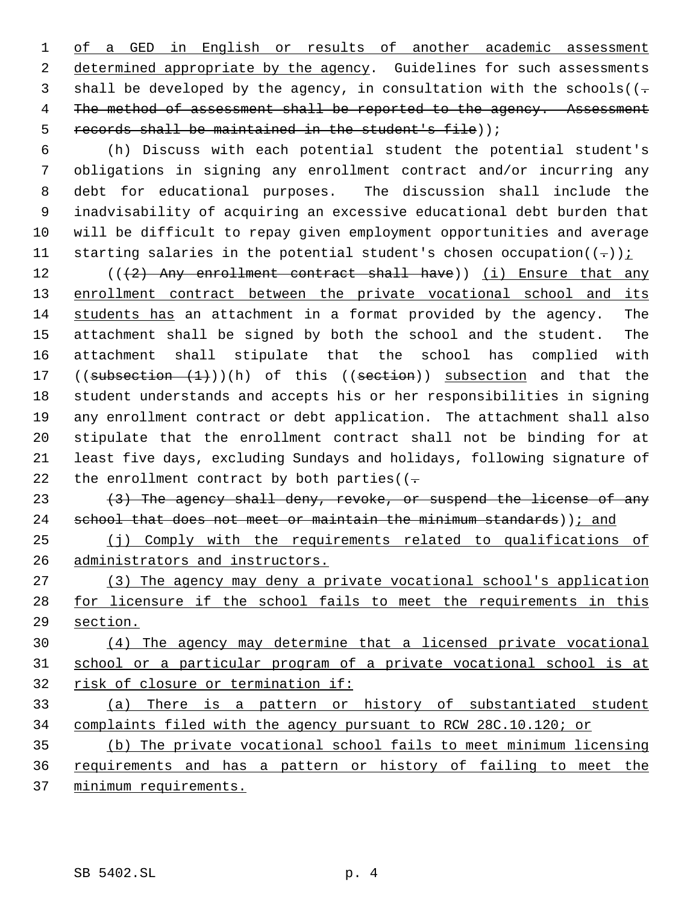of a GED in English or results of another academic assessment determined appropriate by the agency. Guidelines for such assessments shall be developed by the agency, in consultation with the schools((. The method of assessment shall be reported to the agency. Assessment records shall be maintained in the student's file));

(h) Discuss with each potential student the potential student's obligations in signing any enrollment contract and/or incurring any debt for educational purposes. The discussion shall include the inadvisability of acquiring an excessive educational debt burden that will be difficult to repay given employment opportunities and average starting salaries in the potential student's chosen occupation((.));

(((2) Any enrollment contract shall have)) (i) Ensure that any enrollment contract between the private vocational school and its students has an attachment in a format provided by the agency. The attachment shall be signed by both the school and the student. The attachment shall stipulate that the school has complied with ((subsection (1)))(h) of this ((section)) subsection and that the student understands and accepts his or her responsibilities in signing any enrollment contract or debt application. The attachment shall also stipulate that the enrollment contract shall not be binding for at least five days, excluding Sundays and holidays, following signature of the enrollment contract by both parties((.

(3) The agency shall deny, revoke, or suspend the license of any school that does not meet or maintain the minimum standards)); and

(j) Comply with the requirements related to qualifications of administrators and instructors.

(3) The agency may deny a private vocational school's application for licensure if the school fails to meet the requirements in this section.

(4) The agency may determine that a licensed private vocational school or a particular program of a private vocational school is at risk of closure or termination if:

(a) There is a pattern or history of substantiated student complaints filed with the agency pursuant to RCW 28C.10.120; or

(b) The private vocational school fails to meet minimum licensing requirements and has a pattern or history of failing to meet the minimum requirements.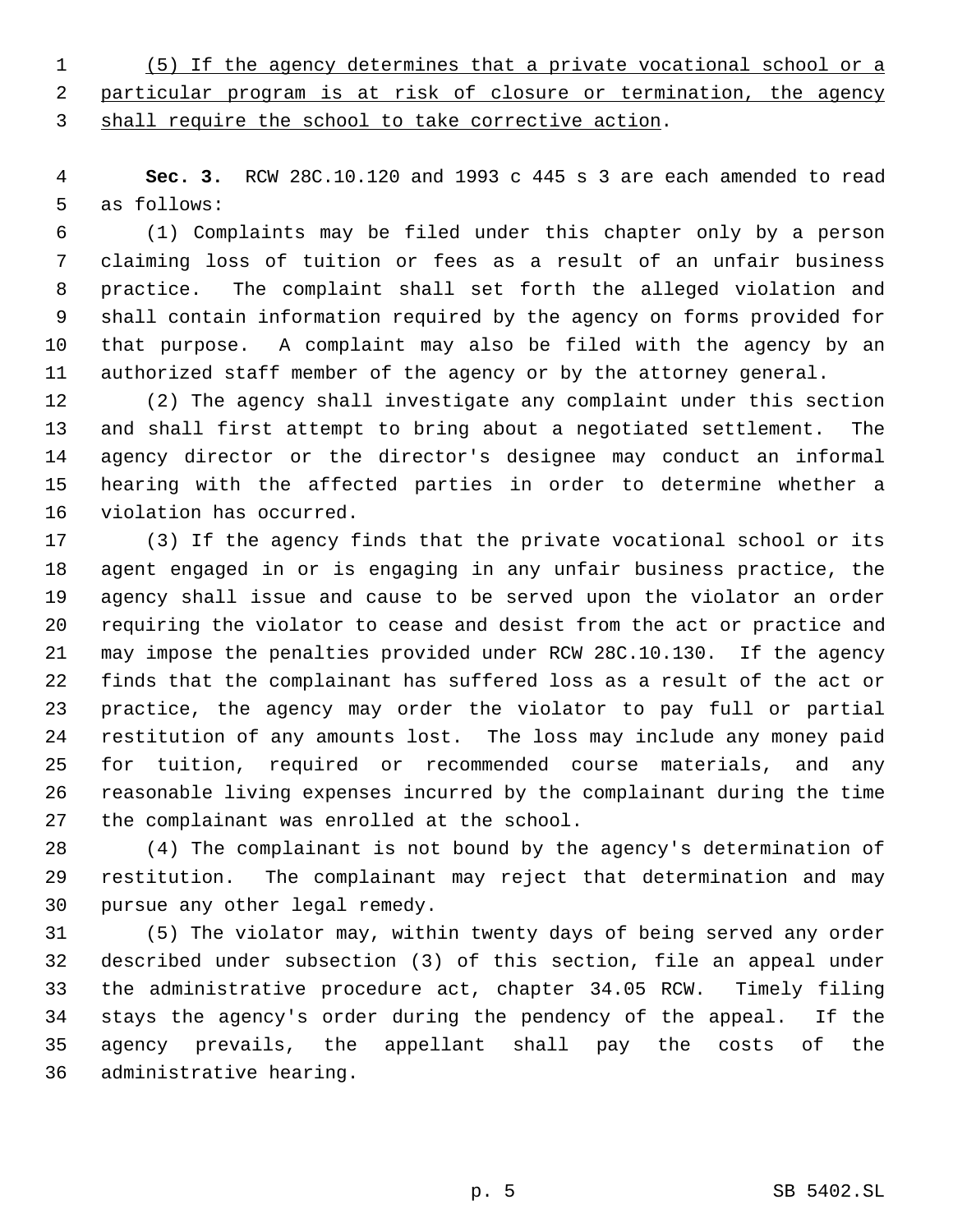(5) If the agency determines that a private vocational school or a particular program is at risk of closure or termination, the agency shall require the school to take corrective action.

**Sec. 3.** RCW 28C.10.120 and 1993 c 445 s 3 are each amended to read as follows:

(1) Complaints may be filed under this chapter only by a person claiming loss of tuition or fees as a result of an unfair business practice. The complaint shall set forth the alleged violation and shall contain information required by the agency on forms provided for that purpose. A complaint may also be filed with the agency by an authorized staff member of the agency or by the attorney general.

(2) The agency shall investigate any complaint under this section and shall first attempt to bring about a negotiated settlement. The agency director or the director's designee may conduct an informal hearing with the affected parties in order to determine whether a violation has occurred.

(3) If the agency finds that the private vocational school or its agent engaged in or is engaging in any unfair business practice, the agency shall issue and cause to be served upon the violator an order requiring the violator to cease and desist from the act or practice and may impose the penalties provided under RCW 28C.10.130. If the agency finds that the complainant has suffered loss as a result of the act or practice, the agency may order the violator to pay full or partial restitution of any amounts lost. The loss may include any money paid for tuition, required or recommended course materials, and any reasonable living expenses incurred by the complainant during the time the complainant was enrolled at the school.

(4) The complainant is not bound by the agency's determination of restitution. The complainant may reject that determination and may pursue any other legal remedy.

(5) The violator may, within twenty days of being served any order described under subsection (3) of this section, file an appeal under the administrative procedure act, chapter 34.05 RCW. Timely filing stays the agency's order during the pendency of the appeal. If the agency prevails, the appellant shall pay the costs of the administrative hearing.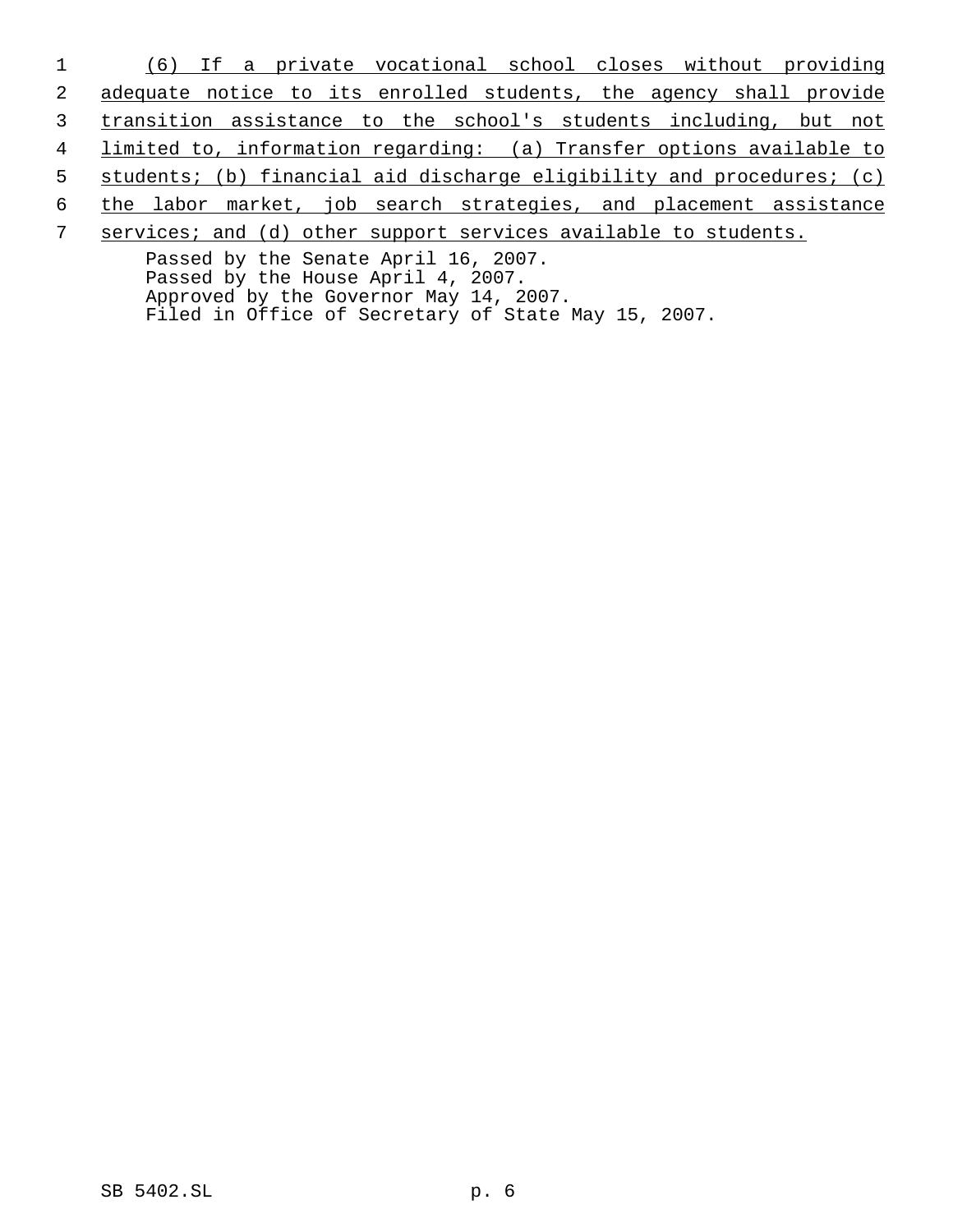(6) If a private vocational school closes without providing adequate notice to its enrolled students, the agency shall provide transition assistance to the school's students including, but not limited to, information regarding: (a) Transfer options available to students; (b) financial aid discharge eligibility and procedures; (c) the labor market, job search strategies, and placement assistance services; and (d) other support services available to students.

Passed by the Senate April 16, 2007.
Passed by the House April 4, 2007.
Approved by the Governor May 14, 2007.
Filed in Office of Secretary of State May 15, 2007.